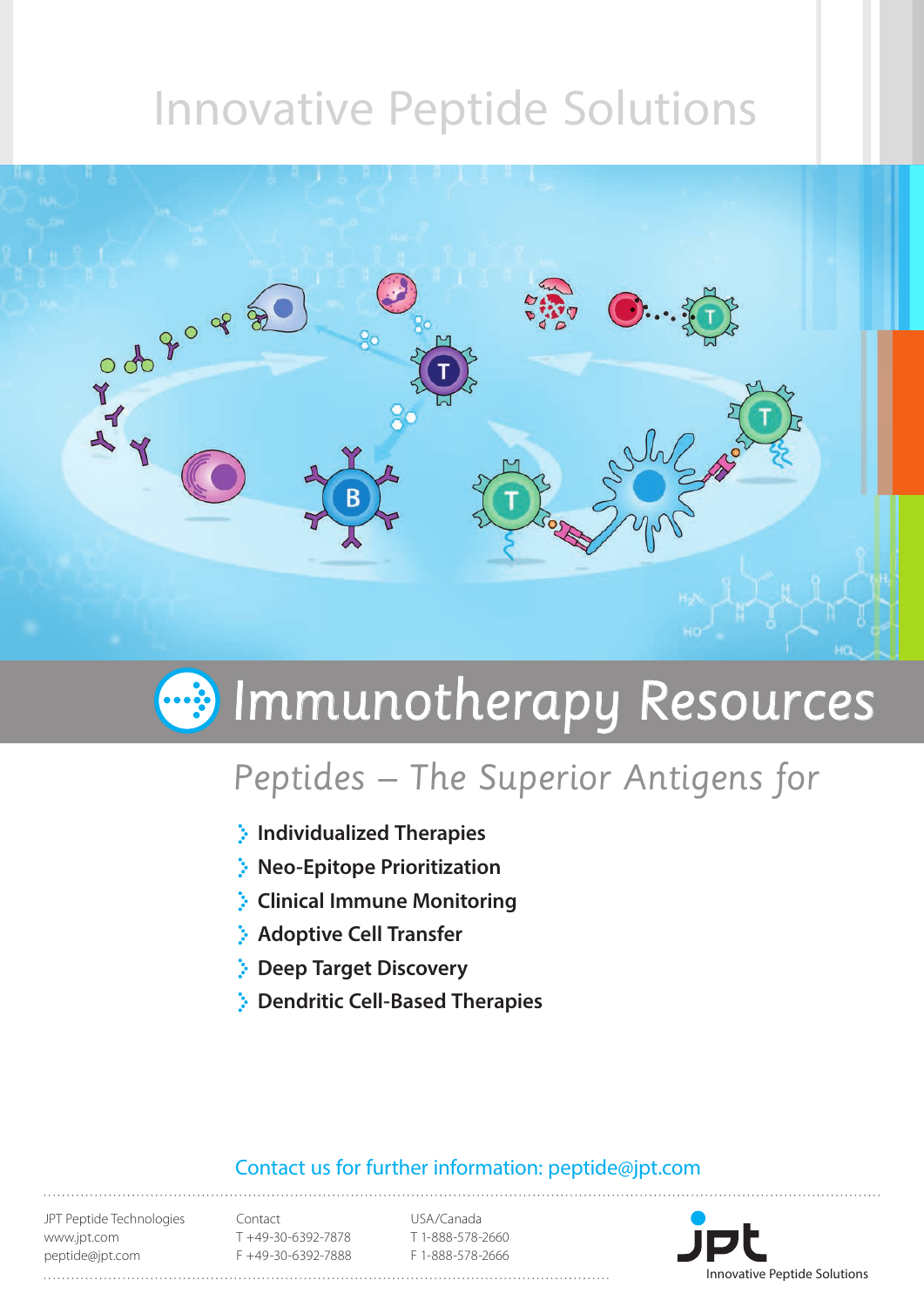# Innovative Peptide Solutions

## Immunotherapy Resources

*Peptides – The Superior Antigens for*

- **Individualized Therapies**
- **Neo-Epitope Prioritization**
- **Clinical Immune Monitoring**
- **Adoptive Cell Transfer**
- **Deep Target Discovery**
- **Dendritic Cell-Based Therapies**

Contact us for further information: peptide@jpt.com

JPT Peptide Technologies
www.jpt.com
peptide@jpt.com

Contact
T +49-30-6392-7878
F +49-30-6392-7888

USA/Canada
T 1-888-578-2660
F 1-888-578-2666

jpt
Innovative Peptide Solutions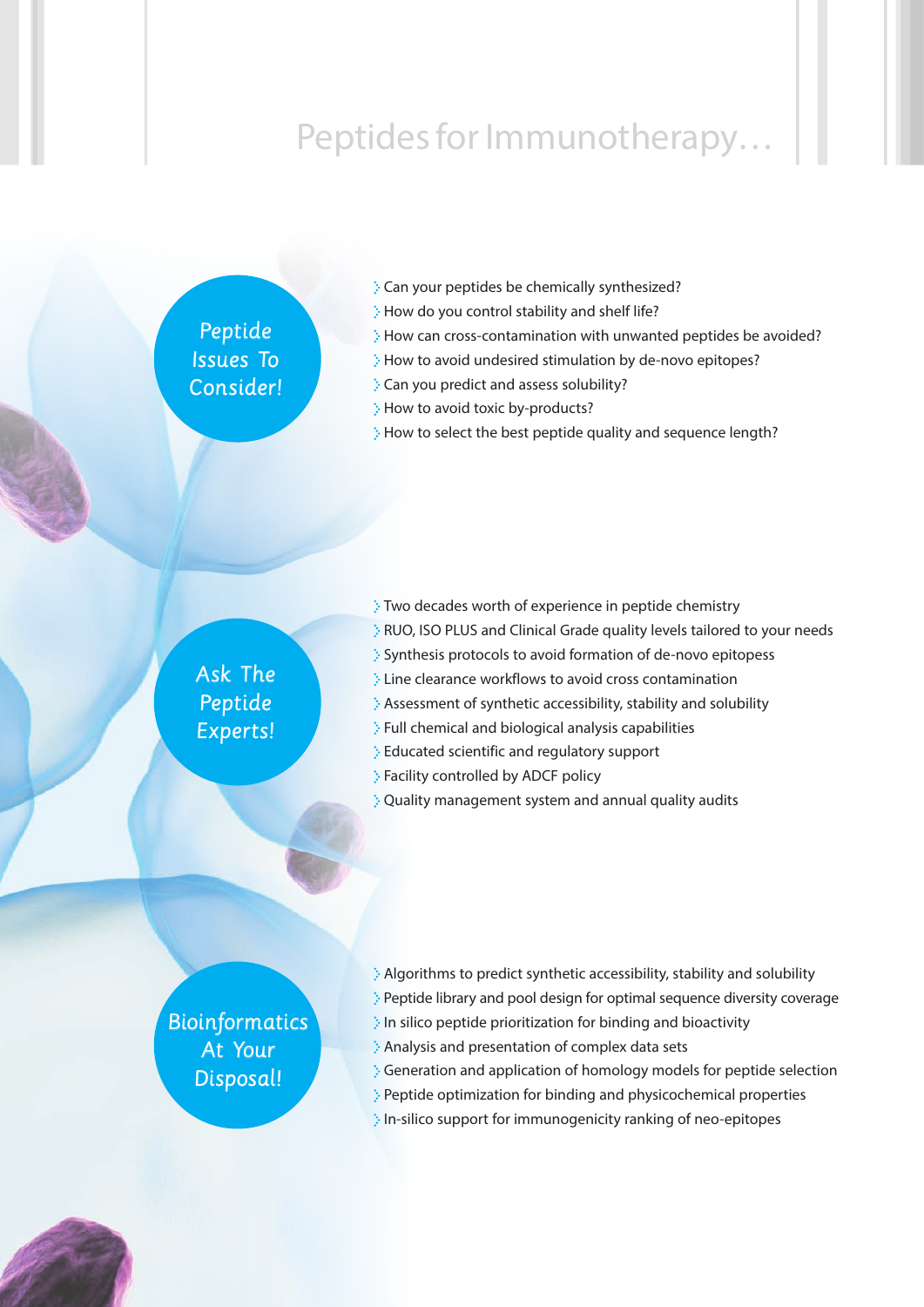# Peptides for Immunotherapy…

## Peptide Issues To Consider!

- Can your peptides be chemically synthesized?
- How do you control stability and shelf life?
- How can cross-contamination with unwanted peptides be avoided?
- How to avoid undesired stimulation by de-novo epitopes?
- Can you predict and assess solubility?
- How to avoid toxic by-products?
- How to select the best peptide quality and sequence length?

## Ask The Peptide Experts!

- Two decades worth of experience in peptide chemistry
- RUO, ISO PLUS and Clinical Grade quality levels tailored to your needs
- Synthesis protocols to avoid formation of de-novo epitopess
- Line clearance workflows to avoid cross contamination
- Assessment of synthetic accessibility, stability and solubility
- Full chemical and biological analysis capabilities
- Educated scientific and regulatory support
- Facility controlled by ADCF policy
- Quality management system and annual quality audits

## Bioinformatics At Your Disposal!

- Algorithms to predict synthetic accessibility, stability and solubility
- Peptide library and pool design for optimal sequence diversity coverage
- In silico peptide prioritization for binding and bioactivity
- Analysis and presentation of complex data sets
- Generation and application of homology models for peptide selection
- Peptide optimization for binding and physicochemical properties
- In-silico support for immunogenicity ranking of neo-epitopes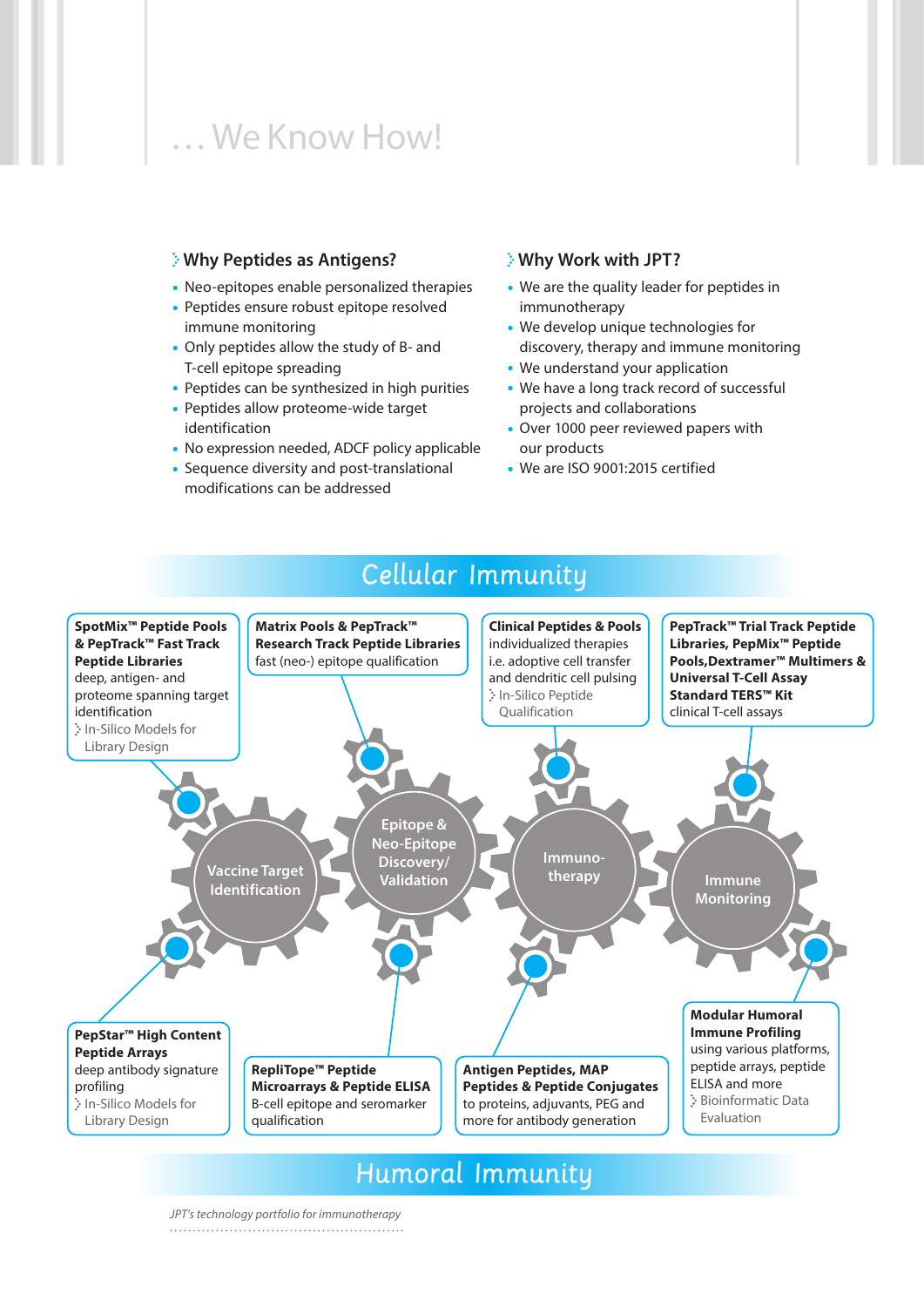# … We Know How!

### Why Peptides as Antigens?

- Neo-epitopes enable personalized therapies
- Peptides ensure robust epitope resolved immune monitoring
- Only peptides allow the study of B- and T-cell epitope spreading
- Peptides can be synthesized in high purities
- Peptides allow proteome-wide target identification
- No expression needed, ADCF policy applicable
- Sequence diversity and post-translational modifications can be addressed

### Why Work with JPT?

- We are the quality leader for peptides in immunotherapy
- We develop unique technologies for discovery, therapy and immune monitoring
- We understand your application
- We have a long track record of successful projects and collaborations
- Over 1000 peer reviewed papers with our products
- We are ISO 9001:2015 certified

## Cellular Immunity

**SpotMix™ Peptide Pools & PepTrack™ Fast Track Peptide Libraries**
deep, antigen- and proteome spanning target identification
In-Silico Models for Library Design

**Matrix Pools & PepTrack™ Research Track Peptide Libraries**
fast (neo-) epitope qualification

**Clinical Peptides & Pools**
individualized therapies i.e. adoptive cell transfer and dendritic cell pulsing
In-Silico Peptide Qualification

**PepTrack™ Trial Track Peptide Libraries, PepMix™ Peptide Pools, Dextramer™ Multimers & Universal T-Cell Assay Standard TERS™ Kit**
clinical T-cell assays

Vaccine Target Identification

Epitope & Neo-Epitope Discovery/ Validation

Immuno-therapy

Immune Monitoring

**PepStar™ High Content Peptide Arrays**
deep antibody signature profiling
In-Silico Models for Library Design

**RepliTope™ Peptide Microarrays & Peptide ELISA**
B-cell epitope and seromarker qualification

**Antigen Peptides, MAP Peptides & Peptide Conjugates**
to proteins, adjuvants, PEG and more for antibody generation

**Modular Humoral Immune Profiling**
using various platforms, peptide arrays, peptide ELISA and more
Bioinformatic Data Evaluation

## Humoral Immunity

*JPT's technology portfolio for immunotherapy*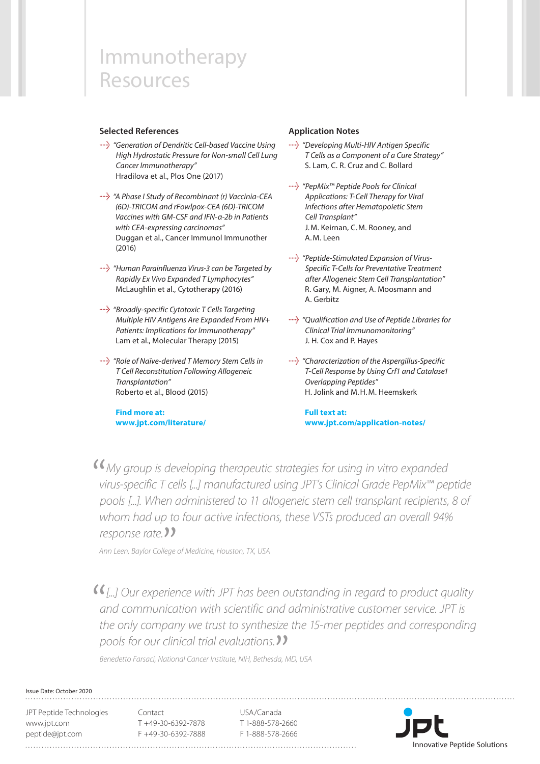# Immunotherapy Resources

## Selected References

- *"Generation of Dendritic Cell-based Vaccine Using High Hydrostatic Pressure for Non-small Cell Lung Cancer Immunotherapy"*
  Hradilova et al., Plos One (2017)

- *"A Phase I Study of Recombinant (r) Vaccinia-CEA (6D)-TRICOM and rFowlpox-CEA (6D)-TRICOM Vaccines with GM-CSF and IFN-a-2b in Patients with CEA-expressing carcinomas"*
  Duggan et al., Cancer Immunol Immunother (2016)

- *"Human Parainfluenza Virus-3 can be Targeted by Rapidly Ex Vivo Expanded T Lymphocytes"*
  McLaughlin et al., Cytotherapy (2016)

- *"Broadly-specific Cytotoxic T Cells Targeting Multiple HIV Antigens Are Expanded From HIV+ Patients: Implications for Immunotherapy"*
  Lam et al., Molecular Therapy (2015)

- *"Role of Naïve-derived T Memory Stem Cells in T Cell Reconstitution Following Allogeneic Transplantation"*
  Roberto et al., Blood (2015)

**Find more at:**
**www.jpt.com/literature/**

## Application Notes

- *"Developing Multi-HIV Antigen Specific T Cells as a Component of a Cure Strategy"*
  S. Lam, C. R. Cruz and C. Bollard

- *"PepMix™ Peptide Pools for Clinical Applications: T-Cell Therapy for Viral Infections after Hematopoietic Stem Cell Transplant"*
  J. M. Keirnan, C. M. Rooney, and A. M. Leen

- *"Peptide-Stimulated Expansion of Virus-Specific T-Cells for Preventative Treatment after Allogeneic Stem Cell Transplantation"*
  R. Gary, M. Aigner, A. Moosmann and A. Gerbitz

- *"Qualification and Use of Peptide Libraries for Clinical Trial Immunomonitoring"*
  J. H. Cox and P. Hayes

- *"Characterization of the Aspergillus-Specific T-Cell Response by Using Crf1 and Catalase1 Overlapping Peptides"*
  H. Jolink and M. H. M. Heemskerk

**Full text at:**
**www.jpt.com/application-notes/**

> *"My group is developing therapeutic strategies for using in vitro expanded virus-specific T cells [...] manufactured using JPT's Clinical Grade PepMix™ peptide pools [...]. When administered to 11 allogeneic stem cell transplant recipients, 8 of whom had up to four active infections, these VSTs produced an overall 94% response rate."*
>
> *Ann Leen, Baylor College of Medicine, Houston, TX, USA*

> *"[...] Our experience with JPT has been outstanding in regard to product quality and communication with scientific and administrative customer service. JPT is the only company we trust to synthesize the 15-mer peptides and corresponding pools for our clinical trial evaluations."*
>
> *Benedetto Farsaci, National Cancer Institute, NIH, Bethesda, MD, USA*

Issue Date: October 2020

JPT Peptide Technologies
www.jpt.com
peptide@jpt.com

Contact
T +49-30-6392-7878
F +49-30-6392-7888

USA/Canada
T 1-888-578-2660
F 1-888-578-2666

jpt
Innovative Peptide Solutions